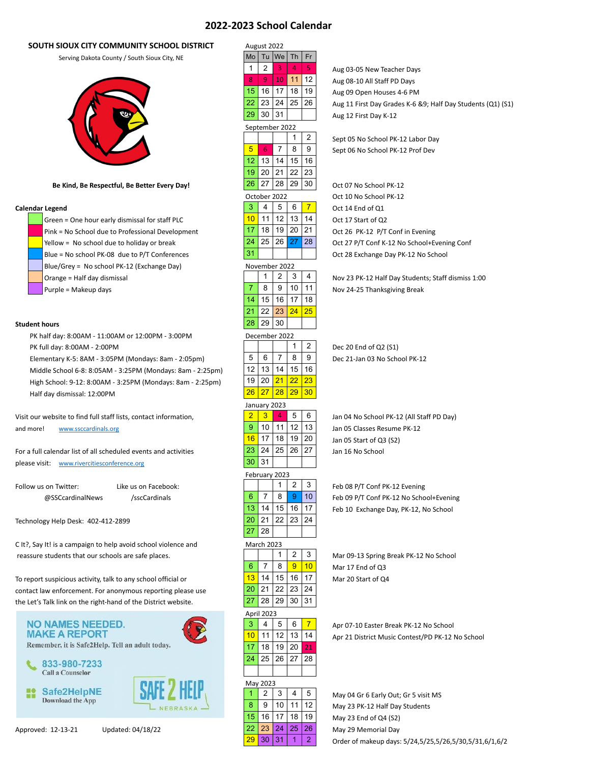# 2022-2023 School Calendar

## SOUTH SIOUX CITY COMMUNITY SCHOOL DISTRICT

Serving Dakota County / South Sioux City, NE

**Be Kind, Be Respectful, Be Better Every Day!**

### Calendar Legend

- Green = One hour early dismissal for staff PLC
- Pink = No School due to Professional Development
- Yellow = No school due to holiday or break
- Blue = No school PK-08 due to P/T Conferences
- Blue/Grey = No school PK-12 (Exchange Day)
- Orange = Half day dismissal
- Purple = Makeup days

### Student hours

- PK half day: 8:00AM - 11:00AM or 12:00PM - 3:00PM
- PK full day: 8:00AM - 2:00PM
- Elementary K-5: 8AM - 3:05PM (Mondays: 8am - 2:05pm)
- Middle School 6-8: 8:05AM - 3:25PM (Mondays: 8am - 2:25pm)
- High School: 9-12: 8:00AM - 3:25PM (Mondays: 8am - 2:25pm)
- Half day dismissal: 12:00PM

Visit our website to find full staff lists, contact information, and more! www.ssccardinals.org

For a full calendar list of all scheduled events and activities please visit: www.rivercitiesconference.org

Follow us on Twitter: @SSCcardinalNews

Like us on Facebook: /sscCardinals

Technology Help Desk: 402-412-2899

C It?, Say It! is a campaign to help avoid school violence and reassure students that our schools are safe places.

To report suspicious activity, talk to any school official or contact law enforcement. For anonymous reporting please use the Let's Talk link on the right-hand of the District website.

**NO NAMES NEEDED. MAKE A REPORT**

Remember, it is Safe2Help. Tell an adult today.

833-980-7233 Call a Counselor

Safe2HelpNE Download the App

SAFE 2 HELP NEBRASKA

Approved: 12-13-21 Updated: 04/18/22

### August 2022

| Mo | Tu | We | Th | Fr |
|---|---|---|---|---|
| 1 | 2 | 3 | 4 | 5 |
| 8 | 9 | 10 | 11 | 12 |
| 15 | 16 | 17 | 18 | 19 |
| 22 | 23 | 24 | 25 | 26 |
| 29 | 30 | 31 | | |

- Aug 03-05 New Teacher Days
- Aug 08-10 All Staff PD Days
- Aug 09 Open Houses 4-6 PM
- Aug 11 First Day Grades K-6 &9; Half Day Students (Q1) (S1)
- Aug 12 First Day K-12

### September 2022

| Mo | Tu | We | Th | Fr |
|---|---|---|---|---|
| | | | 1 | 2 |
| 5 | 6 | 7 | 8 | 9 |
| 12 | 13 | 14 | 15 | 16 |
| 19 | 20 | 21 | 22 | 23 |
| 26 | 27 | 28 | 29 | 30 |

- Sept 05 No School PK-12 Labor Day
- Sept 06 No School PK-12 Prof Dev

### October 2022

| Mo | Tu | We | Th | Fr |
|---|---|---|---|---|
| 3 | 4 | 5 | 6 | 7 |
| 10 | 11 | 12 | 13 | 14 |
| 17 | 18 | 19 | 20 | 21 |
| 24 | 25 | 26 | 27 | 28 |
| 31 | | | | |

- Oct 07 No School PK-12
- Oct 10 No School PK-12
- Oct 14 End of Q1
- Oct 17 Start of Q2
- Oct 26 PK-12 P/T Conf in Evening
- Oct 27 P/T Conf K-12 No School+Evening Conf
- Oct 28 Exchange Day PK-12 No School

### November 2022

| Mo | Tu | We | Th | Fr |
|---|---|---|---|---|
| | 1 | 2 | 3 | 4 |
| 7 | 8 | 9 | 10 | 11 |
| 14 | 15 | 16 | 17 | 18 |
| 21 | 22 | 23 | 24 | 25 |
| 28 | 29 | 30 | | |

- Nov 23 PK-12 Half Day Students; Staff dismiss 1:00
- Nov 24-25 Thanksgiving Break

### December 2022

| Mo | Tu | We | Th | Fr |
|---|---|---|---|---|
| | | | 1 | 2 |
| 5 | 6 | 7 | 8 | 9 |
| 12 | 13 | 14 | 15 | 16 |
| 19 | 20 | 21 | 22 | 23 |
| 26 | 27 | 28 | 29 | 30 |

- Dec 20 End of Q2 (S1)
- Dec 21-Jan 03 No School PK-12

### January 2023

| Mo | Tu | We | Th | Fr |
|---|---|---|---|---|
| 2 | 3 | 4 | 5 | 6 |
| 9 | 10 | 11 | 12 | 13 |
| 16 | 17 | 18 | 19 | 20 |
| 23 | 24 | 25 | 26 | 27 |
| 30 | 31 | | | |

- Jan 04 No School PK-12 (All Staff PD Day)
- Jan 05 Classes Resume PK-12
- Jan 05 Start of Q3 (S2)
- Jan 16 No School

### February 2023

| Mo | Tu | We | Th | Fr |
|---|---|---|---|---|
| | | 1 | 2 | 3 |
| 6 | 7 | 8 | 9 | 10 |
| 13 | 14 | 15 | 16 | 17 |
| 20 | 21 | 22 | 23 | 24 |
| 27 | 28 | | | |

- Feb 08 P/T Conf PK-12 Evening
- Feb 09 P/T Conf PK-12 No School+Evening
- Feb 10 Exchange Day, PK-12, No School

### March 2023

| Mo | Tu | We | Th | Fr |
|---|---|---|---|---|
| | | 1 | 2 | 3 |
| 6 | 7 | 8 | 9 | 10 |
| 13 | 14 | 15 | 16 | 17 |
| 20 | 21 | 22 | 23 | 24 |
| 27 | 28 | 29 | 30 | 31 |

- Mar 09-13 Spring Break PK-12 No School
- Mar 17 End of Q3
- Mar 20 Start of Q4

### April 2023

| Mo | Tu | We | Th | Fr |
|---|---|---|---|---|
| 3 | 4 | 5 | 6 | 7 |
| 10 | 11 | 12 | 13 | 14 |
| 17 | 18 | 19 | 20 | 21 |
| 24 | 25 | 26 | 27 | 28 |

- Apr 07-10 Easter Break PK-12 No School
- Apr 21 District Music Contest/PD PK-12 No School

### May 2023

| Mo | Tu | We | Th | Fr |
|---|---|---|---|---|
| 1 | 2 | 3 | 4 | 5 |
| 8 | 9 | 10 | 11 | 12 |
| 15 | 16 | 17 | 18 | 19 |
| 22 | 23 | 24 | 25 | 26 |
| 29 | 30 | 31 | 1 | 2 |

- May 04 Gr 6 Early Out; Gr 5 visit MS
- May 23 PK-12 Half Day Students
- May 23 End of Q4 (S2)
- May 29 Memorial Day
- Order of makeup days: 5/24,5/25,5/26,5/30,5/31,6/1,6/2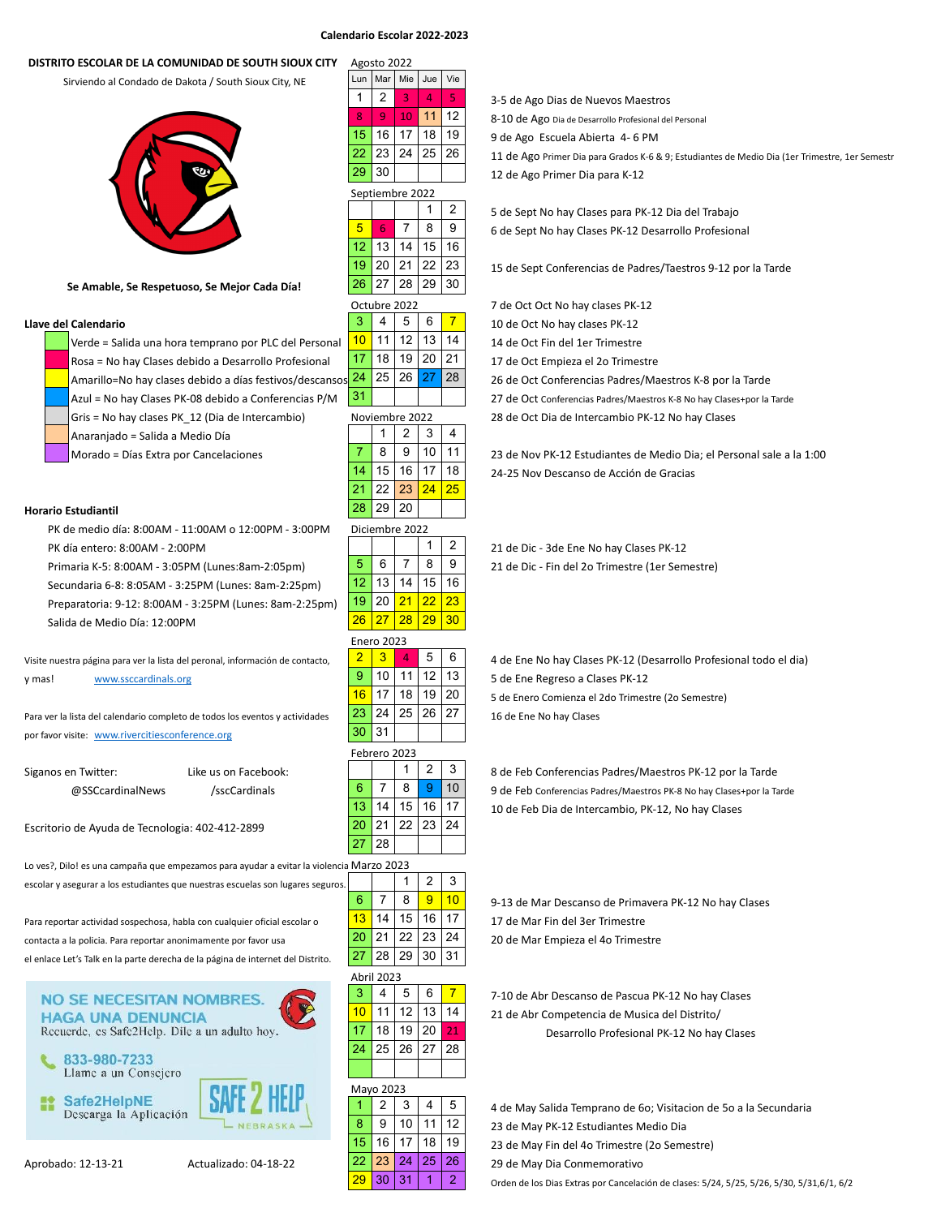# Calendario Escolar 2022-2023

**DISTRITO ESCOLAR DE LA COMUNIDAD DE SOUTH SIOUX CITY**

Sirviendo al Condado de Dakota / South Sioux City, NE

**Se Amable, Se Respetuoso, Se Mejor Cada Día!**

**Llave del Calendario**

- Verde = Salida una hora temprano por PLC del Personal
- Rosa = No hay Clases debido a Desarrollo Profesional
- Amarillo=No hay clases debido a días festivos/descansos
- Azul = No hay Clases PK-08 debido a Conferencias P/M
- Gris = No hay clases PK_12 (Dia de Intercambio)
- Anaranjado = Salida a Medio Día
- Morado = Días Extra por Cancelaciones

**Horario Estudiantil**

- PK de medio día: 8:00AM - 11:00AM o 12:00PM - 3:00PM
- PK día entero: 8:00AM - 2:00PM
- Primaria K-5: 8:00AM - 3:05PM (Lunes:8am-2:05pm)
- Secundaria 6-8: 8:05AM - 3:25PM (Lunes: 8am-2:25pm)
- Preparatoria: 9-12: 8:00AM - 3:25PM (Lunes: 8am-2:25pm)
- Salida de Medio Día: 12:00PM

Visite nuestra página para ver la lista del peronal, información de contacto, y mas! www.ssccardinals.org

Para ver la lista del calendario completo de todos los eventos y actividades por favor visite: www.rivercitiesconference.org

Siganos en Twitter: @SSCcardinalNews

Like us on Facebook: /sscCardinals

Escritorio de Ayuda de Tecnologia: 402-412-2899

Lo ves?, Dilo! es una campaña que empezamos para ayudar a evitar la violencia escolar y asegurar a los estudiantes que nuestras escuelas son lugares seguros.

Para reportar actividad sospechosa, habla con cualquier oficial escolar o contacta a la policía. Para reportar anonimamente por favor usa el enlace Let's Talk en la parte derecha de la página de internet del Distrito.

NO SE NECESITAN NOMBRES. HAGA UNA DENUNCIA
Recuerde, es Safe2Help. Dile a un adulto hoy.
833-980-7233 Llame a un Consejero
Safe2HelpNE Descarga la Aplicación
SAFE 2 HELP NEBRASKA

Aprobado: 12-13-21 Actualizado: 04-18-22

### Agosto 2022

| Lun | Mar | Mie | Jue | Vie |
|---|---|---|---|---|
| 1 | 2 | 3 | 4 | 5 |
| 8 | 9 | 10 | 11 | 12 |
| 15 | 16 | 17 | 18 | 19 |
| 22 | 23 | 24 | 25 | 26 |
| 29 | 30 | | | |

- 3-5 de Ago Dias de Nuevos Maestros
- 8-10 de Ago Dia de Desarrollo Profesional del Personal
- 9 de Ago Escuela Abierta 4- 6 PM
- 11 de Ago Primer Dia para Grados K-6 & 9; Estudiantes de Medio Dia (1er Trimestre, 1er Semestr
- 12 de Ago Primer Dia para K-12

### Septiembre 2022

| Lun | Mar | Mie | Jue | Vie |
|---|---|---|---|---|
| | | | 1 | 2 |
| 5 | 6 | 7 | 8 | 9 |
| 12 | 13 | 14 | 15 | 16 |
| 19 | 20 | 21 | 22 | 23 |
| 26 | 27 | 28 | 29 | 30 |

- 5 de Sept No hay Clases para PK-12 Dia del Trabajo
- 6 de Sept No hay Clases PK-12 Desarrollo Profesional
- 15 de Sept Conferencias de Padres/Taestros 9-12 por la Tarde

### Octubre 2022

| Lun | Mar | Mie | Jue | Vie |
|---|---|---|---|---|
| 3 | 4 | 5 | 6 | 7 |
| 10 | 11 | 12 | 13 | 14 |
| 17 | 18 | 19 | 20 | 21 |
| 24 | 25 | 26 | 27 | 28 |
| 31 | | | | |

- 7 de Oct Oct No hay clases PK-12
- 10 de Oct No hay clases PK-12
- 14 de Oct Fin del 1er Trimestre
- 17 de Oct Empieza el 2o Trimestre
- 26 de Oct Conferencias Padres/Maestros K-8 por la Tarde
- 27 de Oct Conferencias Padres/Maestros K-8 No hay Clases+por la Tarde
- 28 de Oct Dia de Intercambio PK-12 No hay Clases

### Noviembre 2022

| Lun | Mar | Mie | Jue | Vie |
|---|---|---|---|---|
| | 1 | 2 | 3 | 4 |
| 7 | 8 | 9 | 10 | 11 |
| 14 | 15 | 16 | 17 | 18 |
| 21 | 22 | 23 | 24 | 25 |
| 28 | 29 | 20 | | |

- 23 de Nov PK-12 Estudiantes de Medio Dia; el Personal sale a la 1:00
- 24-25 Nov Descanso de Acción de Gracias

### Diciembre 2022

| Lun | Mar | Mie | Jue | Vie |
|---|---|---|---|---|
| | | | 1 | 2 |
| 5 | 6 | 7 | 8 | 9 |
| 12 | 13 | 14 | 15 | 16 |
| 19 | 20 | 21 | 22 | 23 |
| 26 | 27 | 28 | 29 | 30 |

- 21 de Dic - 3de Ene No hay Clases PK-12
- 21 de Dic - Fin del 2o Trimestre (1er Semestre)

### Enero 2023

| Lun | Mar | Mie | Jue | Vie |
|---|---|---|---|---|
| 2 | 3 | 4 | 5 | 6 |
| 9 | 10 | 11 | 12 | 13 |
| 16 | 17 | 18 | 19 | 20 |
| 23 | 24 | 25 | 26 | 27 |
| 30 | 31 | | | |

- 4 de Ene No hay Clases PK-12 (Desarrollo Profesional todo el dia)
- 5 de Ene Regreso a Clases PK-12
- 5 de Enero Comienza el 2do Trimestre (2o Semestre)
- 16 de Ene No hay Clases

### Febrero 2023

| Lun | Mar | Mie | Jue | Vie |
|---|---|---|---|---|
| | | 1 | 2 | 3 |
| 6 | 7 | 8 | 9 | 10 |
| 13 | 14 | 15 | 16 | 17 |
| 20 | 21 | 22 | 23 | 24 |
| 27 | 28 | | | |

- 8 de Feb Conferencias Padres/Maestros PK-12 por la Tarde
- 9 de Feb Conferencias Padres/Maestros PK-8 No hay Clases+por la Tarde
- 10 de Feb Dia de Intercambio, PK-12, No hay Clases

### Marzo 2023

| Lun | Mar | Mie | Jue | Vie |
|---|---|---|---|---|
| | | 1 | 2 | 3 |
| 6 | 7 | 8 | 9 | 10 |
| 13 | 14 | 15 | 16 | 17 |
| 20 | 21 | 22 | 23 | 24 |
| 27 | 28 | 29 | 30 | 31 |

- 9-13 de Mar Descanso de Primavera PK-12 No hay Clases
- 17 de Mar Fin del 3er Trimestre
- 20 de Mar Empieza el 4o Trimestre

### Abril 2023

| Lun | Mar | Mie | Jue | Vie |
|---|---|---|---|---|
| 3 | 4 | 5 | 6 | 7 |
| 10 | 11 | 12 | 13 | 14 |
| 17 | 18 | 19 | 20 | 21 |
| 24 | 25 | 26 | 27 | 28 |

- 7-10 de Abr Descanso de Pascua PK-12 No hay Clases
- 21 de Abr Competencia de Musica del Distrito/ Desarrollo Profesional PK-12 No hay Clases

### Mayo 2023

| Lun | Mar | Mie | Jue | Vie |
|---|---|---|---|---|
| 1 | 2 | 3 | 4 | 5 |
| 8 | 9 | 10 | 11 | 12 |
| 15 | 16 | 17 | 18 | 19 |
| 22 | 23 | 24 | 25 | 26 |
| 29 | 30 | 31 | 1 | 2 |

- 4 de May Salida Temprano de 6o; Visitacion de 5o a la Secundaria
- 23 de May PK-12 Estudiantes Medio Dia
- 23 de May Fin del 4o Trimestre (2o Semestre)
- 29 de May Dia Conmemorativo
- Orden de los Dias Extras por Cancelación de clases: 5/24, 5/25, 5/26, 5/30, 5/31,6/1, 6/2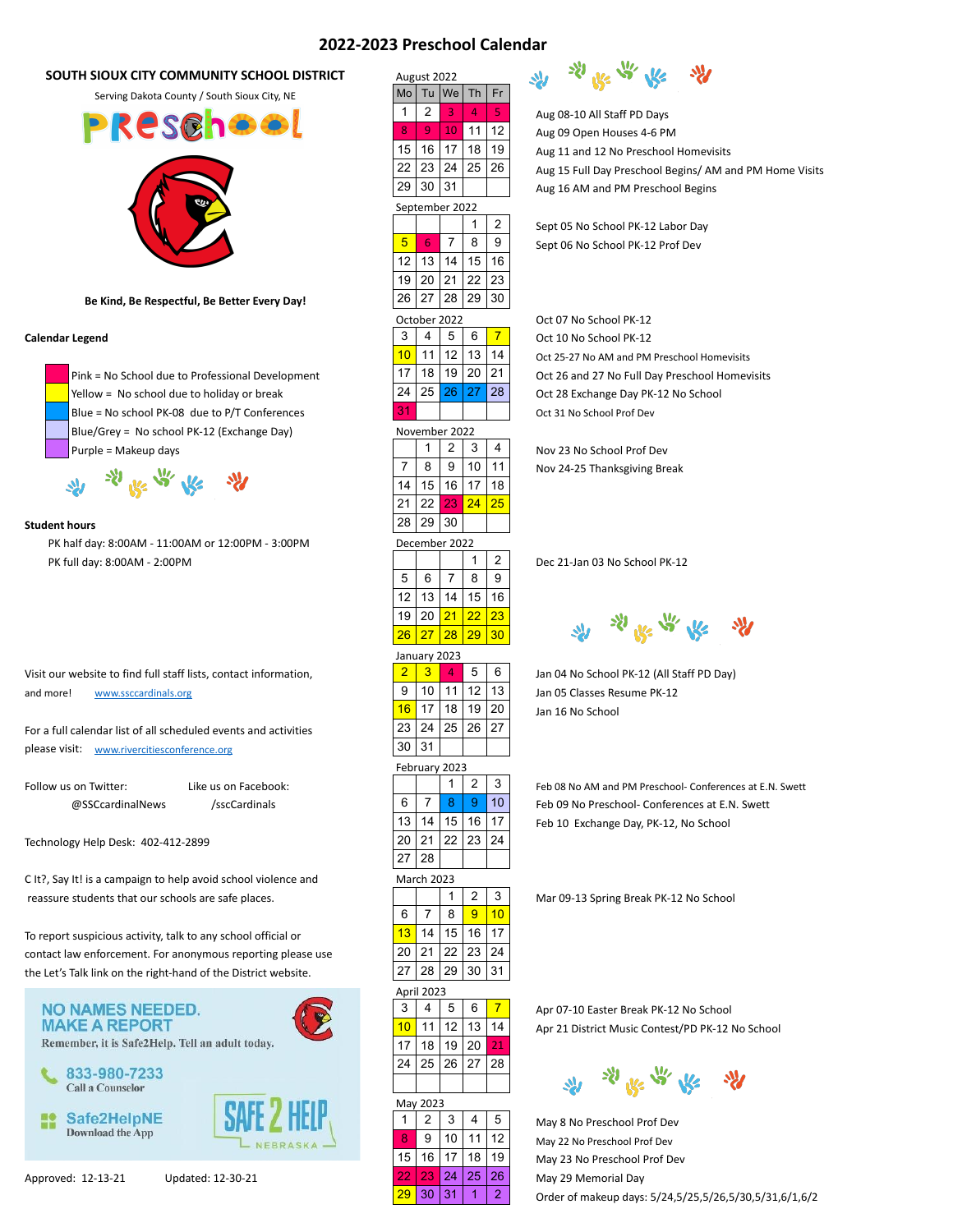# 2022-2023 Preschool Calendar

## SOUTH SIOUX CITY COMMUNITY SCHOOL DISTRICT

Serving Dakota County / South Sioux City, NE

Preschool

**Be Kind, Be Respectful, Be Better Every Day!**

**Calendar Legend**

- Pink = No School due to Professional Development
- Yellow = No school due to holiday or break
- Blue = No school PK-08 due to P/T Conferences
- Blue/Grey = No school PK-12 (Exchange Day)
- Purple = Makeup days

**Student hours**

PK half day: 8:00AM - 11:00AM or 12:00PM - 3:00PM

PK full day: 8:00AM - 2:00PM

Visit our website to find full staff lists, contact information, and more! www.ssccardinals.org

For a full calendar list of all scheduled events and activities please visit: www.rivercitiesconference.org

Follow us on Twitter: @SSCcardinalNews

Like us on Facebook: /sscCardinals

Technology Help Desk: 402-412-2899

C It?, Say It! is a campaign to help avoid school violence and reassure students that our schools are safe places.

To report suspicious activity, talk to any school official or contact law enforcement. For anonymous reporting please use the Let's Talk link on the right-hand of the District website.

NO NAMES NEEDED. MAKE A REPORT

Remember, it is Safe2Help. Tell an adult today.

833-980-7233 Call a Counselor

Safe2HelpNE Download the App

SAFE 2 HELP NEBRASKA

Approved: 12-13-21 Updated: 12-30-21

### August 2022

| Mo | Tu | We | Th | Fr |
|---|---|---|---|---|
| 1 | 2 | 3 | 4 | 5 |
| 8 | 9 | 10 | 11 | 12 |
| 15 | 16 | 17 | 18 | 19 |
| 22 | 23 | 24 | 25 | 26 |
| 29 | 30 | 31 | | |

- Aug 08-10 All Staff PD Days
- Aug 09 Open Houses 4-6 PM
- Aug 11 and 12 No Preschool Homevisits
- Aug 15 Full Day Preschool Begins/ AM and PM Home Visits
- Aug 16 AM and PM Preschool Begins

### September 2022

| Mo | Tu | We | Th | Fr |
|---|---|---|---|---|
| | | | 1 | 2 |
| 5 | 6 | 7 | 8 | 9 |
| 12 | 13 | 14 | 15 | 16 |
| 19 | 20 | 21 | 22 | 23 |
| 26 | 27 | 28 | 29 | 30 |

- Sept 05 No School PK-12 Labor Day
- Sept 06 No School PK-12 Prof Dev

### October 2022

| Mo | Tu | We | Th | Fr |
|---|---|---|---|---|
| 3 | 4 | 5 | 6 | 7 |
| 10 | 11 | 12 | 13 | 14 |
| 17 | 18 | 19 | 20 | 21 |
| 24 | 25 | 26 | 27 | 28 |
| 31 | | | | |

- Oct 07 No School PK-12
- Oct 10 No School PK-12
- Oct 25-27 No AM and PM Preschool Homevisits
- Oct 26 and 27 No Full Day Preschool Homevisits
- Oct 28 Exchange Day PK-12 No School
- Oct 31 No School Prof Dev

### November 2022

| Mo | Tu | We | Th | Fr |
|---|---|---|---|---|
| | 1 | 2 | 3 | 4 |
| 7 | 8 | 9 | 10 | 11 |
| 14 | 15 | 16 | 17 | 18 |
| 21 | 22 | 23 | 24 | 25 |
| 28 | 29 | 30 | | |

- Nov 23 No School Prof Dev
- Nov 24-25 Thanksgiving Break

### December 2022

| Mo | Tu | We | Th | Fr |
|---|---|---|---|---|
| | | | 1 | 2 |
| 5 | 6 | 7 | 8 | 9 |
| 12 | 13 | 14 | 15 | 16 |
| 19 | 20 | 21 | 22 | 23 |
| 26 | 27 | 28 | 29 | 30 |

- Dec 21-Jan 03 No School PK-12

### January 2023

| Mo | Tu | We | Th | Fr |
|---|---|---|---|---|
| 2 | 3 | 4 | 5 | 6 |
| 9 | 10 | 11 | 12 | 13 |
| 16 | 17 | 18 | 19 | 20 |
| 23 | 24 | 25 | 26 | 27 |
| 30 | 31 | | | |

- Jan 04 No School PK-12 (All Staff PD Day)
- Jan 05 Classes Resume PK-12
- Jan 16 No School

### February 2023

| Mo | Tu | We | Th | Fr |
|---|---|---|---|---|
| | | 1 | 2 | 3 |
| 6 | 7 | 8 | 9 | 10 |
| 13 | 14 | 15 | 16 | 17 |
| 20 | 21 | 22 | 23 | 24 |
| 27 | 28 | | | |

- Feb 08 No AM and PM Preschool- Conferences at E.N. Swett
- Feb 09 No Preschool- Conferences at E.N. Swett
- Feb 10 Exchange Day, PK-12, No School

### March 2023

| Mo | Tu | We | Th | Fr |
|---|---|---|---|---|
| | | 1 | 2 | 3 |
| 6 | 7 | 8 | 9 | 10 |
| 13 | 14 | 15 | 16 | 17 |
| 20 | 21 | 22 | 23 | 24 |
| 27 | 28 | 29 | 30 | 31 |

- Mar 09-13 Spring Break PK-12 No School

### April 2023

| Mo | Tu | We | Th | Fr |
|---|---|---|---|---|
| 3 | 4 | 5 | 6 | 7 |
| 10 | 11 | 12 | 13 | 14 |
| 17 | 18 | 19 | 20 | 21 |
| 24 | 25 | 26 | 27 | 28 |

- Apr 07-10 Easter Break PK-12 No School
- Apr 21 District Music Contest/PD PK-12 No School

### May 2023

| Mo | Tu | We | Th | Fr |
|---|---|---|---|---|
| 1 | 2 | 3 | 4 | 5 |
| 8 | 9 | 10 | 11 | 12 |
| 15 | 16 | 17 | 18 | 19 |
| 22 | 23 | 24 | 25 | 26 |
| 29 | 30 | 31 | 1 | 2 |

- May 8 No Preschool Prof Dev
- May 22 No Preschool Prof Dev
- May 23 No Preschool Prof Dev
- May 29 Memorial Day
- Order of makeup days: 5/24,5/25,5/26,5/30,5/31,6/1,6/2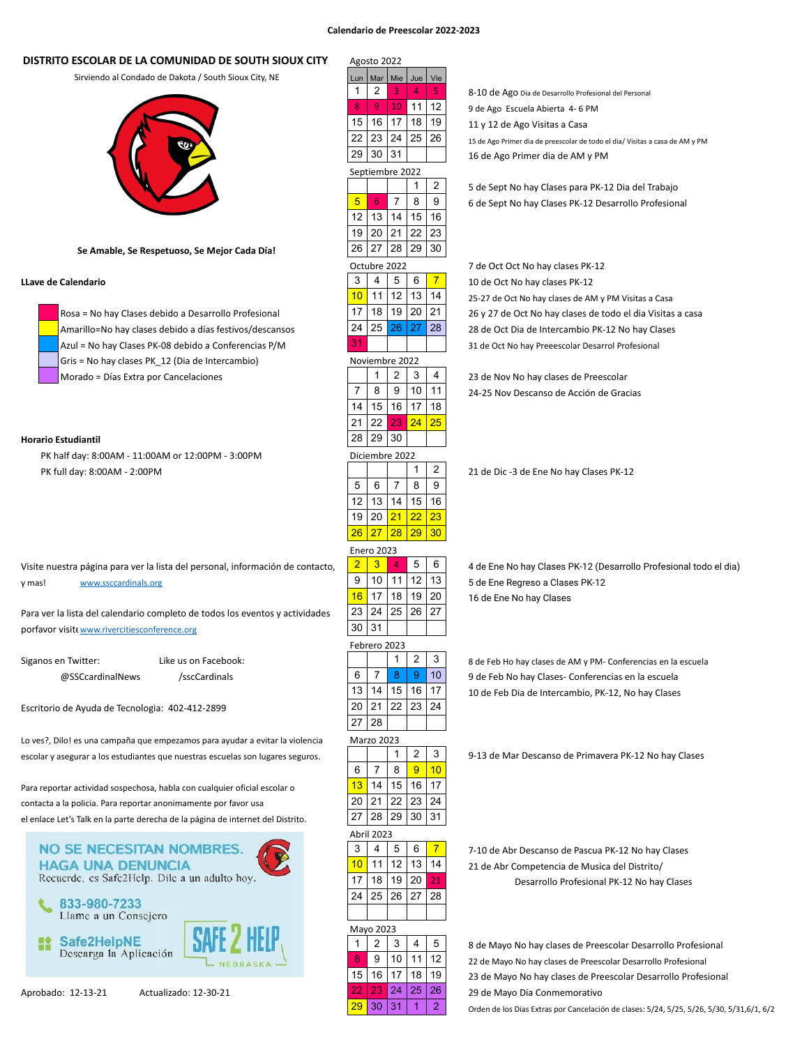# Calendario de Preescolar 2022-2023

## DISTRITO ESCOLAR DE LA COMUNIDAD DE SOUTH SIOUX CITY

Sirviendo al Condado de Dakota / South Sioux City, NE

**Se Amable, Se Respetuoso, Se Mejor Cada Día!**

**LLave de Calendario**

- Rosa = No hay Clases debido a Desarrollo Profesional
- Amarillo=No hay clases debido a días festivos/descansos
- Azul = No hay Clases PK-08 debido a Conferencias P/M
- Gris = No hay clases PK_12 (Dia de Intercambio)
- Morado = Días Extra por Cancelaciones

**Horario Estudiantil**

PK half day: 8:00AM - 11:00AM or 12:00PM - 3:00PM

PK full day: 8:00AM - 2:00PM

Visite nuestra página para ver la lista del personal, información de contacto, y mas! www.ssccardinals.org

Para ver la lista del calendario completo de todos los eventos y actividades porfavor visite www.rivercitiesconference.org

Siganos en Twitter: @SSCcardinalNews

Like us on Facebook: /sscCardinals

Escritorio de Ayuda de Tecnologia: 402-412-2899

Lo ves?, Dilo! es una campaña que empezamos para ayudar a evitar la violencia escolar y asegurar a los estudiantes que nuestras escuelas son lugares seguros.

Para reportar actividad sospechosa, habla con cualquier oficial escolar o contacta a la policia. Para reportar anonimamente por favor usa el enlace Let's Talk en la parte derecha de la página de internet del Distrito.

NO SE NECESITAN NOMBRES. HAGA UNA DENUNCIA
Recuerde, es Safe2Help. Dile a un adulto hoy.
833-980-7233 Llame a un Consejero
Safe2HelpNE Descarga la Aplicación
SAFE 2 HELP NEBRASKA

Aprobado: 12-13-21 Actualizado: 12-30-21

### Agosto 2022

| Lun | Mar | Mie | Jue | Vie |
|---|---|---|---|---|
| 1 | 2 | 3 | 4 | 5 |
| 8 | 9 | 10 | 11 | 12 |
| 15 | 16 | 17 | 18 | 19 |
| 22 | 23 | 24 | 25 | 26 |
| 29 | 30 | 31 | | |

- 8-10 de Ago Dia de Desarrollo Profesional del Personal
- 9 de Ago Escuela Abierta 4- 6 PM
- 11 y 12 de Ago Visitas a Casa
- 15 de Ago Primer dia de preescolar de todo el dia/ Visitas a casa de AM y PM
- 16 de Ago Primer dia de AM y PM

### Septiembre 2022

| | | | | |
|---|---|---|---|---|
| | | | 1 | 2 |
| 5 | 6 | 7 | 8 | 9 |
| 12 | 13 | 14 | 15 | 16 |
| 19 | 20 | 21 | 22 | 23 |
| 26 | 27 | 28 | 29 | 30 |

- 5 de Sept No hay Clases para PK-12 Dia del Trabajo
- 6 de Sept No hay Clases PK-12 Desarrollo Profesional

### Octubre 2022

| | | | | |
|---|---|---|---|---|
| 3 | 4 | 5 | 6 | 7 |
| 10 | 11 | 12 | 13 | 14 |
| 17 | 18 | 19 | 20 | 21 |
| 24 | 25 | 26 | 27 | 28 |
| 31 | | | | |

- 7 de Oct Oct No hay clases PK-12
- 10 de Oct No hay clases PK-12
- 25-27 de Oct No hay clases de AM y PM Visitas a Casa
- 26 y 27 de Oct No hay clases de todo el dia Visitas a casa
- 28 de Oct Dia de Intercambio PK-12 No hay Clases
- 31 de Oct No hay Preeescolar Desarrol Profesional

### Noviembre 2022

| | | | | |
|---|---|---|---|---|
| | 1 | 2 | 3 | 4 |
| 7 | 8 | 9 | 10 | 11 |
| 14 | 15 | 16 | 17 | 18 |
| 21 | 22 | 23 | 24 | 25 |
| 28 | 29 | 30 | | |

- 23 de Nov No hay clases de Preescolar
- 24-25 Nov Descanso de Acción de Gracias

### Diciembre 2022

| | | | | |
|---|---|---|---|---|
| | | | 1 | 2 |
| 5 | 6 | 7 | 8 | 9 |
| 12 | 13 | 14 | 15 | 16 |
| 19 | 20 | 21 | 22 | 23 |
| 26 | 27 | 28 | 29 | 30 |

- 21 de Dic -3 de Ene No hay Clases PK-12

### Enero 2023

| | | | | |
|---|---|---|---|---|
| 2 | 3 | 4 | 5 | 6 |
| 9 | 10 | 11 | 12 | 13 |
| 16 | 17 | 18 | 19 | 20 |
| 23 | 24 | 25 | 26 | 27 |
| 30 | 31 | | | |

- 4 de Ene No hay Clases PK-12 (Desarrollo Profesional todo el dia)
- 5 de Ene Regreso a Clases PK-12
- 16 de Ene No hay Clases

### Febrero 2023

| | | | | |
|---|---|---|---|---|
| | | 1 | 2 | 3 |
| 6 | 7 | 8 | 9 | 10 |
| 13 | 14 | 15 | 16 | 17 |
| 20 | 21 | 22 | 23 | 24 |
| 27 | 28 | | | |

- 8 de Feb Ho hay clases de AM y PM- Conferencias en la escuela
- 9 de Feb No hay Clases- Conferencias en la escuela
- 10 de Feb Dia de Intercambio, PK-12, No hay Clases

### Marzo 2023

| | | | | |
|---|---|---|---|---|
| | | 1 | 2 | 3 |
| 6 | 7 | 8 | 9 | 10 |
| 13 | 14 | 15 | 16 | 17 |
| 20 | 21 | 22 | 23 | 24 |
| 27 | 28 | 29 | 30 | 31 |

- 9-13 de Mar Descanso de Primavera PK-12 No hay Clases

### Abril 2023

| | | | | |
|---|---|---|---|---|
| 3 | 4 | 5 | 6 | 7 |
| 10 | 11 | 12 | 13 | 14 |
| 17 | 18 | 19 | 20 | 21 |
| 24 | 25 | 26 | 27 | 28 |

- 7-10 de Abr Descanso de Pascua PK-12 No hay Clases
- 21 de Abr Competencia de Musica del Distrito/ Desarrollo Profesional PK-12 No hay Clases

### Mayo 2023

| | | | | |
|---|---|---|---|---|
| 1 | 2 | 3 | 4 | 5 |
| 8 | 9 | 10 | 11 | 12 |
| 15 | 16 | 17 | 18 | 19 |
| 22 | 23 | 24 | 25 | 26 |
| 29 | 30 | 31 | 1 | 2 |

- 8 de Mayo No hay clases de Preescolar Desarrollo Profesional
- 22 de Mayo No hay clases de Preescolar Desarrollo Profesional
- 23 de Mayo No hay clases de Preescolar Desarrollo Profesional
- 29 de Mayo Dia Conmemorativo

Orden de los Dias Extras por Cancelación de clases: 5/24, 5/25, 5/26, 5/30, 5/31,6/1, 6/2